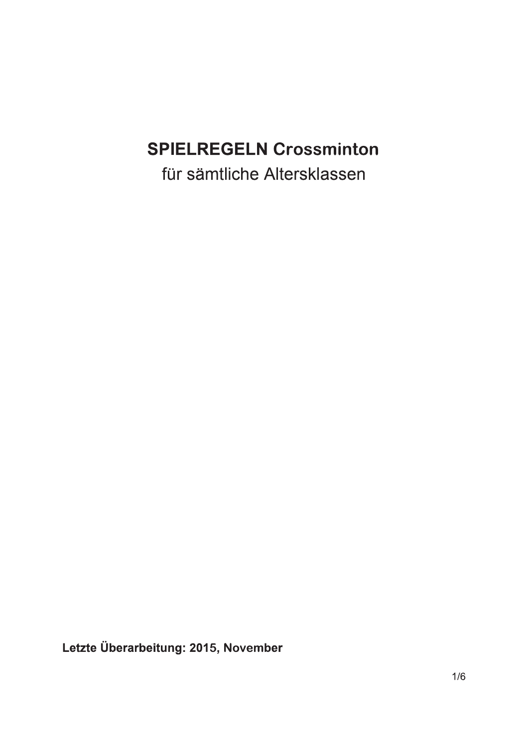# SPIELREGELN Crossminton

für sämtliche Altersklassen

**Letzte Überarbeitung: 2015, November**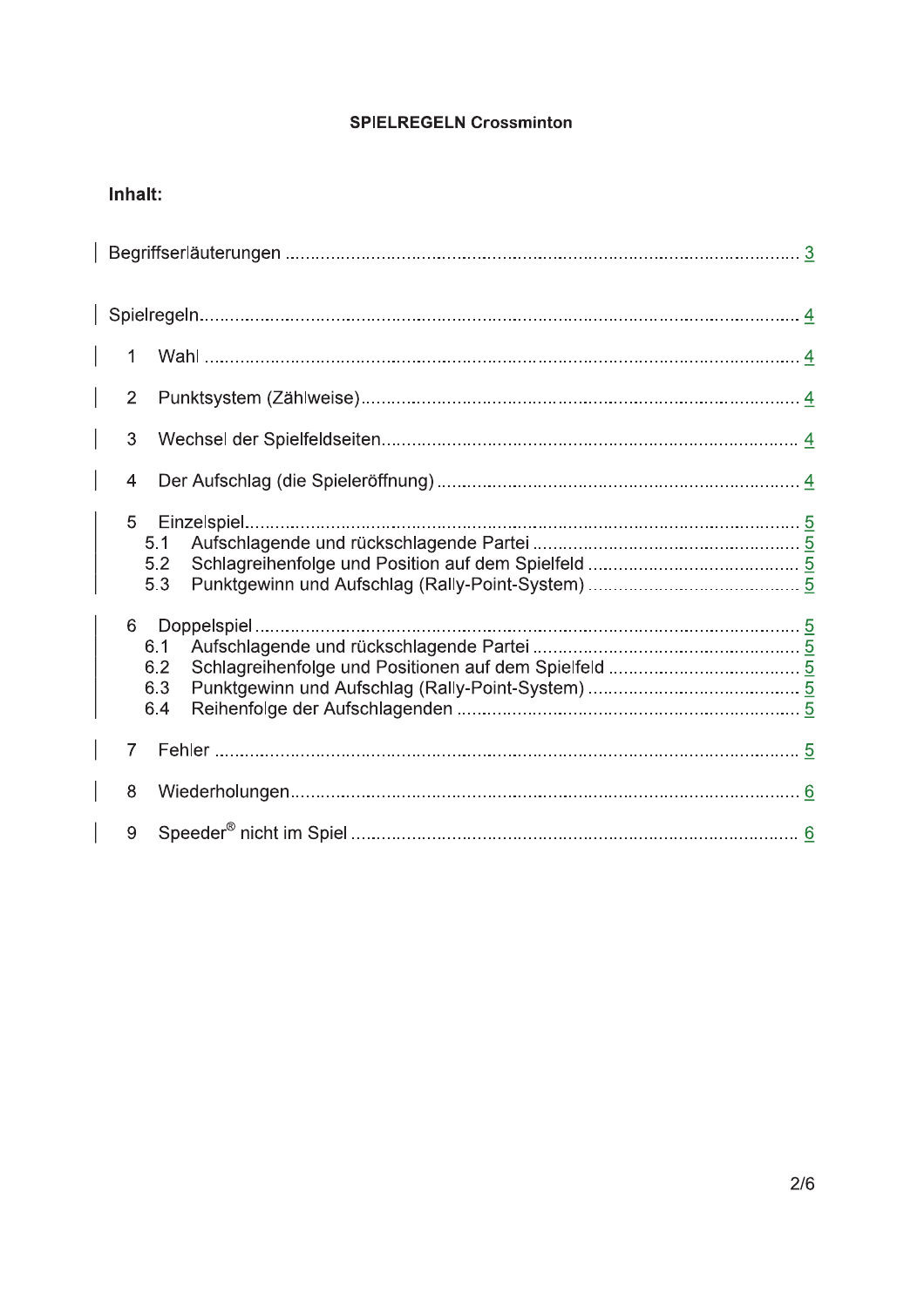**SPIELREGELN Crossminton**

**Inhalt:**

Begriffserläuterungen ........................................................................................................ 3

Spielregeln........................................................................................................................ 4

1 Wahl ............................................................................................................................ 4

2 Punktsystem (Zählweise)............................................................................................ 4

3 Wechsel der Spielfeldseiten........................................................................................ 4

4 Der Aufschlag (die Spieleröffnung) ............................................................................. 4

5 Einzelspiel.................................................................................................................... 5
 5.1 Aufschlagende und rückschlagende Partei ............................................................ 5
 5.2 Schlagreihenfolge und Position auf dem Spielfeld ................................................. 5
 5.3 Punktgewinn und Aufschlag (Rally-Point-System) ................................................. 5

6 Doppelspiel .................................................................................................................. 5
 6.1 Aufschlagende und rückschlagende Partei ............................................................ 5
 6.2 Schlagreihenfolge und Positionen auf dem Spielfeld ............................................. 5
 6.3 Punktgewinn und Aufschlag (Rally-Point-System) ................................................. 5
 6.4 Reihenfolge der Aufschlagenden ........................................................................... 5

7 Fehler ........................................................................................................................... 5

8 Wiederholungen............................................................................................................ 6

9 Speeder® nicht im Spiel ................................................................................................ 6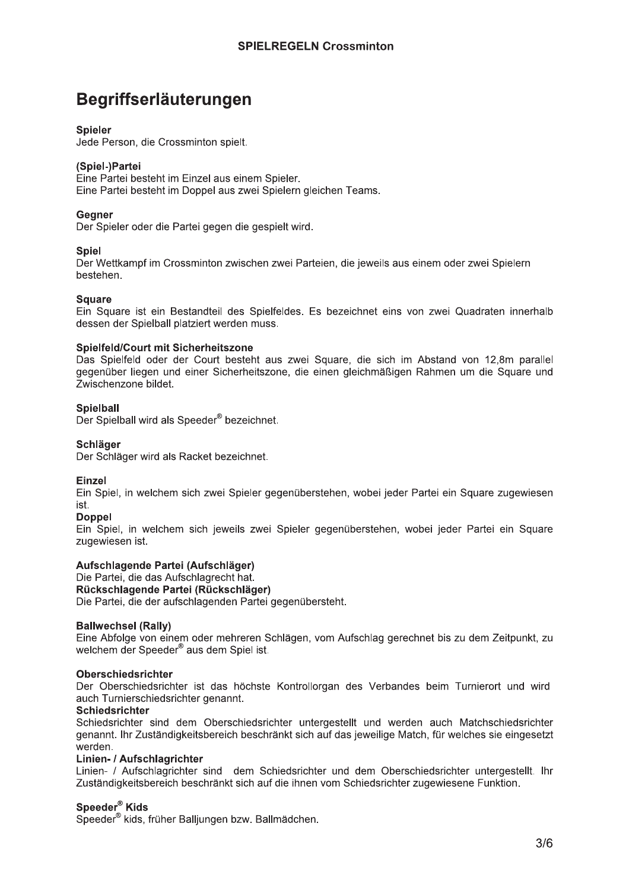# Begriffserläuterungen

**Spieler**
Jede Person, die Crossminton spielt.

**(Spiel-)Partei**
Eine Partei besteht im Einzel aus einem Spieler.
Eine Partei besteht im Doppel aus zwei Spielern gleichen Teams.

**Gegner**
Der Spieler oder die Partei gegen die gespielt wird.

**Spiel**
Der Wettkampf im Crossminton zwischen zwei Parteien, die jeweils aus einem oder zwei Spielern bestehen.

**Square**
Ein Square ist ein Bestandteil des Spielfeldes. Es bezeichnet eins von zwei Quadraten innerhalb dessen der Spielball platziert werden muss.

**Spielfeld/Court mit Sicherheitszone**
Das Spielfeld oder der Court besteht aus zwei Square, die sich im Abstand von 12,8m parallel gegenüber liegen und einer Sicherheitszone, die einen gleichmäßigen Rahmen um die Square und Zwischenzone bildet.

**Spielball**
Der Spielball wird als Speeder® bezeichnet.

**Schläger**
Der Schläger wird als Racket bezeichnet.

**Einzel**
Ein Spiel, in welchem sich zwei Spieler gegenüberstehen, wobei jeder Partei ein Square zugewiesen ist.

**Doppel**
Ein Spiel, in welchem sich jeweils zwei Spieler gegenüberstehen, wobei jeder Partei ein Square zugewiesen ist.

**Aufschlagende Partei (Aufschläger)**
Die Partei, die das Aufschlagrecht hat.

**Rückschlagende Partei (Rückschläger)**
Die Partei, die der aufschlagenden Partei gegenübersteht.

**Ballwechsel (Rally)**
Eine Abfolge von einem oder mehreren Schlägen, vom Aufschlag gerechnet bis zu dem Zeitpunkt, zu welchem der Speeder® aus dem Spiel ist.

**Oberschiedsrichter**
Der Oberschiedsrichter ist das höchste Kontrollorgan des Verbandes beim Turnierort und wird auch Turnierschiedsrichter genannt.

**Schiedsrichter**
Schiedsrichter sind dem Oberschiedsrichter untergestellt und werden auch Matchschiedsrichter genannt. Ihr Zuständigkeitsbereich beschränkt sich auf das jeweilige Match, für welches sie eingesetzt werden.

**Linien- / Aufschlagrichter**
Linien- / Aufschlagrichter sind dem Schiedsrichter und dem Oberschiedsrichter untergestellt. Ihr Zuständigkeitsbereich beschränkt sich auf die ihnen vom Schiedsrichter zugewiesene Funktion.

**Speeder® Kids**
Speeder® kids, früher Balljungen bzw. Ballmädchen.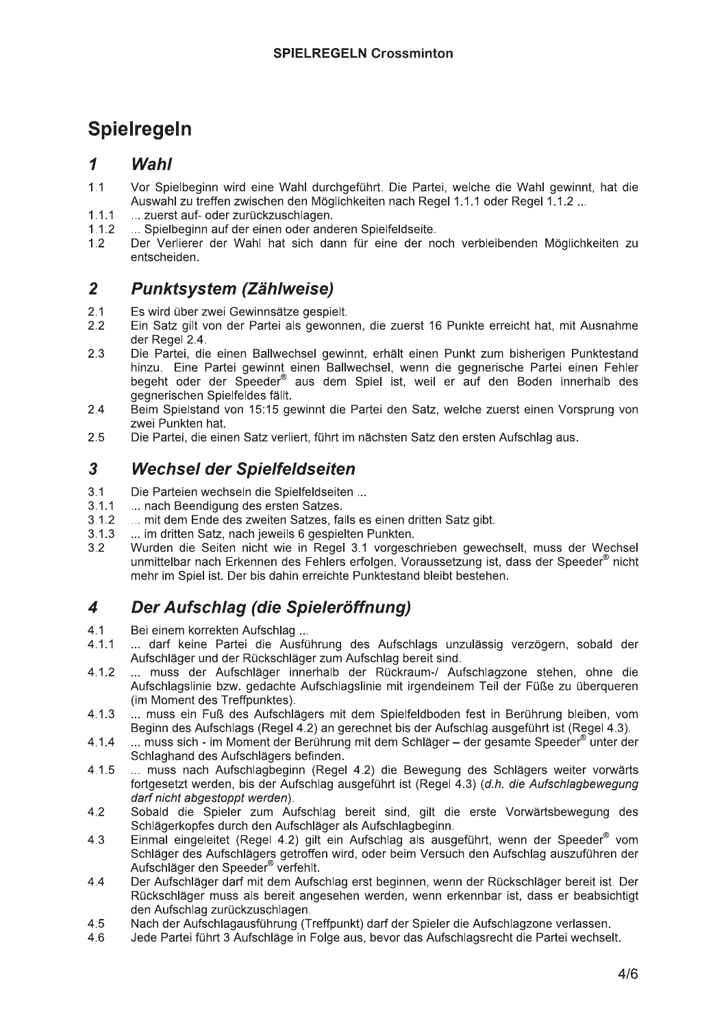# Spielregeln

## 1 *Wahl*

1.1 Vor Spielbeginn wird eine Wahl durchgeführt. Die Partei, welche die Wahl gewinnt, hat die Auswahl zu treffen zwischen den Möglichkeiten nach Regel 1.1.1 oder Regel 1.1.2 ...

1.1.1 ... zuerst auf- oder zurückzuschlagen.

1.1.2 ... Spielbeginn auf der einen oder anderen Spielfeldseite.

1.2 Der Verlierer der Wahl hat sich dann für eine der noch verbleibenden Möglichkeiten zu entscheiden.

## 2 *Punktsystem (Zählweise)*

2.1 Es wird über zwei Gewinnsätze gespielt.

2.2 Ein Satz gilt von der Partei als gewonnen, die zuerst 16 Punkte erreicht hat, mit Ausnahme der Regel 2.4.

2.3 Die Partei, die einen Ballwechsel gewinnt, erhält einen Punkt zum bisherigen Punktestand hinzu. Eine Partei gewinnt einen Ballwechsel, wenn die gegnerische Partei einen Fehler begeht oder der Speeder® aus dem Spiel ist, weil er auf den Boden innerhalb des gegnerischen Spielfeldes fällt.

2.4 Beim Spielstand von 15:15 gewinnt die Partei den Satz, welche zuerst einen Vorsprung von zwei Punkten hat.

2.5 Die Partei, die einen Satz verliert, führt im nächsten Satz den ersten Aufschlag aus.

## 3 *Wechsel der Spielfeldseiten*

3.1 Die Parteien wechseln die Spielfeldseiten ...

3.1.1 ... nach Beendigung des ersten Satzes.

3.1.2 ... mit dem Ende des zweiten Satzes, falls es einen dritten Satz gibt.

3.1.3 ... im dritten Satz, nach jeweils 6 gespielten Punkten.

3.2 Wurden die Seiten nicht wie in Regel 3.1 vorgeschrieben gewechselt, muss der Wechsel unmittelbar nach Erkennen des Fehlers erfolgen. Voraussetzung ist, dass der Speeder® nicht mehr im Spiel ist. Der bis dahin erreichte Punktestand bleibt bestehen.

## 4 *Der Aufschlag (die Spieleröffnung)*

4.1 Bei einem korrekten Aufschlag ...

4.1.1 ... darf keine Partei die Ausführung des Aufschlags unzulässig verzögern, sobald der Aufschläger und der Rückschläger zum Aufschlag bereit sind.

4.1.2 ... muss der Aufschläger innerhalb der Rückraum-/ Aufschlagzone stehen, ohne die Aufschlagslinie bzw. gedachte Aufschlagslinie mit irgendeinem Teil der Füße zu überqueren (im Moment des Treffpunktes).

4.1.3 ... muss ein Fuß des Aufschlägers mit dem Spielfeldboden fest in Berührung bleiben, vom Beginn des Aufschlags (Regel 4.2) an gerechnet bis der Aufschlag ausgeführt ist (Regel 4.3).

4.1.4 ... muss sich - im Moment der Berührung mit dem Schläger – der gesamte Speeder® unter der Schlaghand des Aufschlägers befinden.

4.1.5 ... muss nach Aufschlagbeginn (Regel 4.2) die Bewegung des Schlägers weiter vorwärts fortgesetzt werden, bis der Aufschlag ausgeführt ist (Regel 4.3) (*d.h. die Aufschlagbewegung darf nicht abgestoppt werden*).

4.2 Sobald die Spieler zum Aufschlag bereit sind, gilt die erste Vorwärtsbewegung des Schlägerkopfes durch den Aufschläger als Aufschlagbeginn.

4.3 Einmal eingeleitet (Regel 4.2) gilt ein Aufschlag als ausgeführt, wenn der Speeder® vom Schläger des Aufschlägers getroffen wird, oder beim Versuch den Aufschlag auszuführen der Aufschläger den Speeder® verfehlt.

4.4 Der Aufschläger darf mit dem Aufschlag erst beginnen, wenn der Rückschläger bereit ist. Der Rückschläger muss als bereit angesehen werden, wenn erkennbar ist, dass er beabsichtigt den Aufschlag zurückzuschlagen.

4.5 Nach der Aufschlagausführung (Treffpunkt) darf der Spieler die Aufschlagzone verlassen.

4.6 Jede Partei führt 3 Aufschläge in Folge aus, bevor das Aufschlagsrecht die Partei wechselt.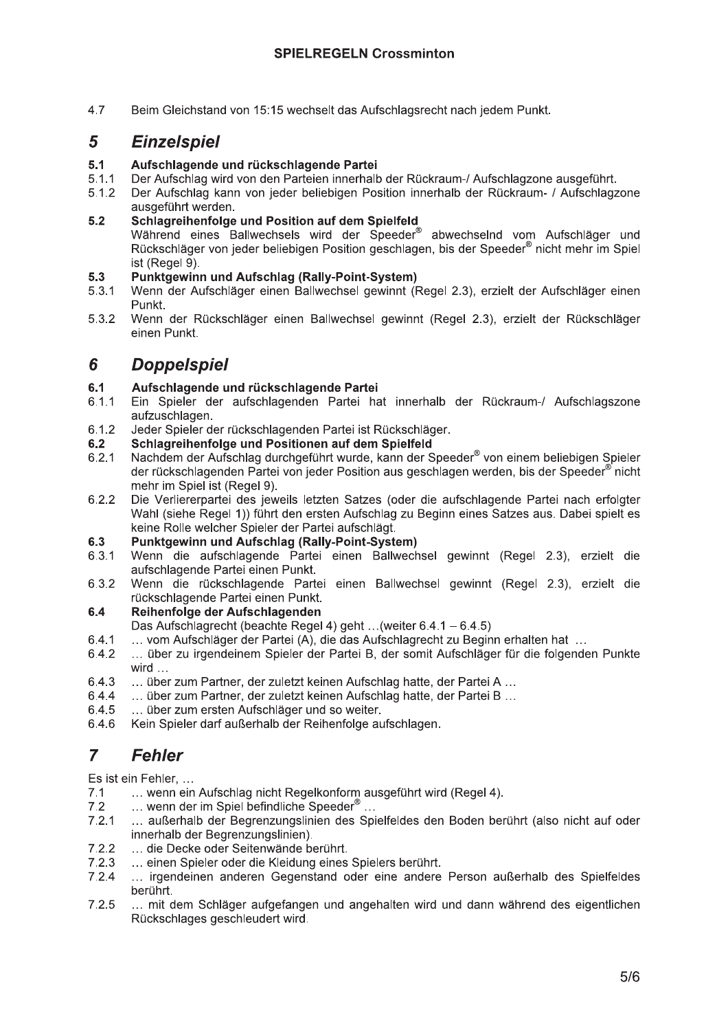4.7 Beim Gleichstand von 15:15 wechselt das Aufschlagsrecht nach jedem Punkt.

## 5 *Einzelspiel*

**5.1 Aufschlagende und rückschlagende Partei**

5.1.1 Der Aufschlag wird von den Parteien innerhalb der Rückraum-/ Aufschlagzone ausgeführt.

5.1.2 Der Aufschlag kann von jeder beliebigen Position innerhalb der Rückraum- / Aufschlagzone ausgeführt werden.

**5.2 Schlagreihenfolge und Position auf dem Spielfeld**

Während eines Ballwechsels wird der Speeder® abwechselnd vom Aufschläger und Rückschläger von jeder beliebigen Position geschlagen, bis der Speeder® nicht mehr im Spiel ist (Regel 9).

**5.3 Punktgewinn und Aufschlag (Rally-Point-System)**

5.3.1 Wenn der Aufschläger einen Ballwechsel gewinnt (Regel 2.3), erzielt der Aufschläger einen Punkt.

5.3.2 Wenn der Rückschläger einen Ballwechsel gewinnt (Regel 2.3), erzielt der Rückschläger einen Punkt.

## 6 *Doppelspiel*

**6.1 Aufschlagende und rückschlagende Partei**

6.1.1 Ein Spieler der aufschlagenden Partei hat innerhalb der Rückraum-/ Aufschlagszone aufzuschlagen.

6.1.2 Jeder Spieler der rückschlagenden Partei ist Rückschläger.

**6.2 Schlagreihenfolge und Positionen auf dem Spielfeld**

6.2.1 Nachdem der Aufschlag durchgeführt wurde, kann der Speeder® von einem beliebigen Spieler der rückschlagenden Partei von jeder Position aus geschlagen werden, bis der Speeder® nicht mehr im Spiel ist (Regel 9).

6.2.2 Die Verliererpartei des jeweils letzten Satzes (oder die aufschlagende Partei nach erfolgter Wahl (siehe Regel 1)) führt den ersten Aufschlag zu Beginn eines Satzes aus. Dabei spielt es keine Rolle welcher Spieler der Partei aufschlägt.

**6.3 Punktgewinn und Aufschlag (Rally-Point-System)**

6.3.1 Wenn die aufschlagende Partei einen Ballwechsel gewinnt (Regel 2.3), erzielt die aufschlagende Partei einen Punkt.

6.3.2 Wenn die rückschlagende Partei einen Ballwechsel gewinnt (Regel 2.3), erzielt die rückschlagende Partei einen Punkt.

**6.4 Reihenfolge der Aufschlagenden**

Das Aufschlagrecht (beachte Regel 4) geht …(weiter 6.4.1 – 6.4.5)

6.4.1 … vom Aufschläger der Partei (A), die das Aufschlagrecht zu Beginn erhalten hat …

6.4.2 … über zu irgendeinem Spieler der Partei B, der somit Aufschläger für die folgenden Punkte wird …

6.4.3 … über zum Partner, der zuletzt keinen Aufschlag hatte, der Partei A …

6.4.4 … über zum Partner, der zuletzt keinen Aufschlag hatte, der Partei B …

6.4.5 … über zum ersten Aufschläger und so weiter.

6.4.6 Kein Spieler darf außerhalb der Reihenfolge aufschlagen.

## 7 *Fehler*

Es ist ein Fehler, …

7.1 … wenn ein Aufschlag nicht Regelkonform ausgeführt wird (Regel 4).

7.2 … wenn der im Spiel befindliche Speeder® …

7.2.1 … außerhalb der Begrenzungslinien des Spielfeldes den Boden berührt (also nicht auf oder innerhalb der Begrenzungslinien).

7.2.2 … die Decke oder Seitenwände berührt.

7.2.3 … einen Spieler oder die Kleidung eines Spielers berührt.

7.2.4 … irgendeinen anderen Gegenstand oder eine andere Person außerhalb des Spielfeldes berührt.

7.2.5 … mit dem Schläger aufgefangen und angehalten wird und dann während des eigentlichen Rückschlages geschleudert wird.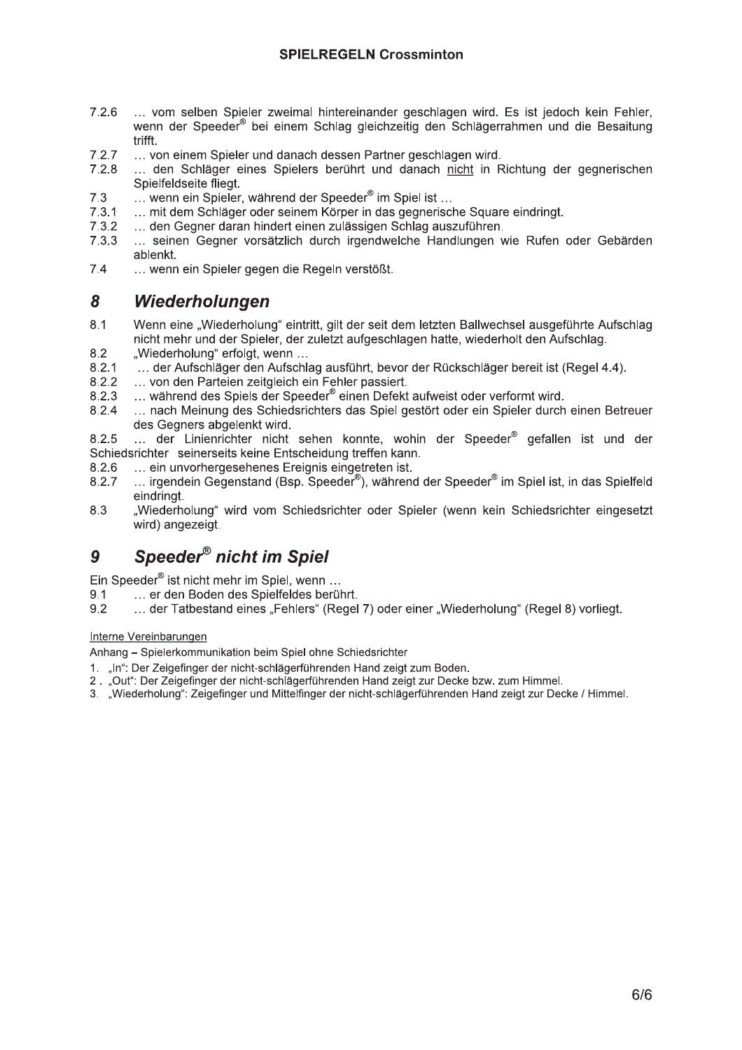7.2.6 … vom selben Spieler zweimal hintereinander geschlagen wird. Es ist jedoch kein Fehler, wenn der Speeder® bei einem Schlag gleichzeitig den Schlägerrahmen und die Besaitung trifft.

7.2.7 … von einem Spieler und danach dessen Partner geschlagen wird.

7.2.8 … den Schläger eines Spielers berührt und danach nicht in Richtung der gegnerischen Spielfeldseite fliegt.

7.3 … wenn ein Spieler, während der Speeder® im Spiel ist …

7.3.1 … mit dem Schläger oder seinem Körper in das gegnerische Square eindringt.

7.3.2 … den Gegner daran hindert einen zulässigen Schlag auszuführen.

7.3.3 … seinen Gegner vorsätzlich durch irgendwelche Handlungen wie Rufen oder Gebärden ablenkt.

7.4 … wenn ein Spieler gegen die Regeln verstößt.

## 8 *Wiederholungen*

8.1 Wenn eine „Wiederholung" eintritt, gilt der seit dem letzten Ballwechsel ausgeführte Aufschlag nicht mehr und der Spieler, der zuletzt aufgeschlagen hatte, wiederholt den Aufschlag.

8.2 „Wiederholung" erfolgt, wenn …

8.2.1 … der Aufschläger den Aufschlag ausführt, bevor der Rückschläger bereit ist (Regel 4.4).

8.2.2 … von den Parteien zeitgleich ein Fehler passiert.

8.2.3 … während des Spiels der Speeder® einen Defekt aufweist oder verformt wird.

8.2.4 … nach Meinung des Schiedsrichters das Spiel gestört oder ein Spieler durch einen Betreuer des Gegners abgelenkt wird.

8.2.5 … der Linienrichter nicht sehen konnte, wohin der Speeder® gefallen ist und der Schiedsrichter seinerseits keine Entscheidung treffen kann.

8.2.6 … ein unvorhergesehenes Ereignis eingetreten ist.

8.2.7 … irgendein Gegenstand (Bsp. Speeder®), während der Speeder® im Spiel ist, in das Spielfeld eindringt.

8.3 „Wiederholung" wird vom Schiedsrichter oder Spieler (wenn kein Schiedsrichter eingesetzt wird) angezeigt.

## 9 *Speeder® nicht im Spiel*

Ein Speeder® ist nicht mehr im Spiel, wenn …

9.1 … er den Boden des Spielfeldes berührt.

9.2 … der Tatbestand eines „Fehlers" (Regel 7) oder einer „Wiederholung" (Regel 8) vorliegt.

Interne Vereinbarungen

Anhang – Spielerkommunikation beim Spiel ohne Schiedsrichter

1. „In": Der Zeigefinger der nicht-schlägerführenden Hand zeigt zum Boden.
2. „Out": Der Zeigefinger der nicht-schlägerführenden Hand zeigt zur Decke bzw. zum Himmel.
3. „Wiederholung": Zeigefinger und Mittelfinger der nicht-schlägerführenden Hand zeigt zur Decke / Himmel.